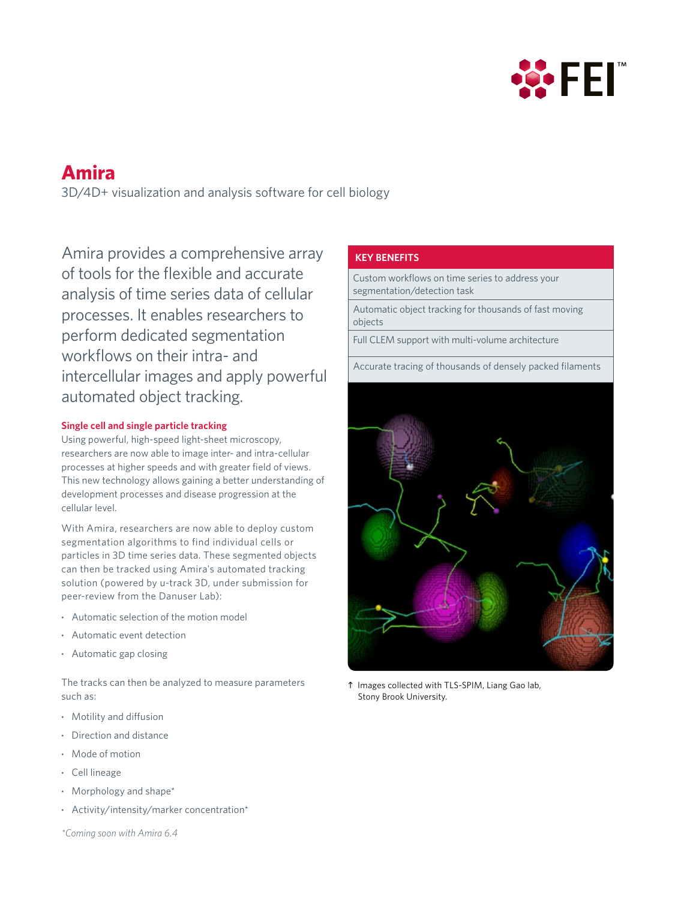# Amira

3D/4D+ visualization and analysis software for cell biology

Amira provides a comprehensive array of tools for the flexible and accurate analysis of time series data of cellular processes. It enables researchers to perform dedicated segmentation workflows on their intra- and intercellular images and apply powerful automated object tracking.

### Single cell and single particle tracking

Using powerful, high-speed light-sheet microscopy, researchers are now able to image inter- and intra-cellular processes at higher speeds and with greater field of views. This new technology allows gaining a better understanding of development processes and disease progression at the cellular level.

With Amira, researchers are now able to deploy custom segmentation algorithms to find individual cells or particles in 3D time series data. These segmented objects can then be tracked using Amira's automated tracking solution (powered by u-track 3D, under submission for peer-review from the Danuser Lab):

- Automatic selection of the motion model
- Automatic event detection
- Automatic gap closing

The tracks can then be analyzed to measure parameters such as:

- Motility and diffusion
- Direction and distance
- Mode of motion
- Cell lineage
- Morphology and shape*
- Activity/intensity/marker concentration*

*\*Coming soon with Amira 6.4*

| KEY BENEFITS |
| --- |
| Custom workflows on time series to address your segmentation/detection task |
| Automatic object tracking for thousands of fast moving objects |
| Full CLEM support with multi-volume architecture |
| Accurate tracing of thousands of densely packed filaments |

↑ Images collected with TLS-SPIM, Liang Gao lab, Stony Brook University.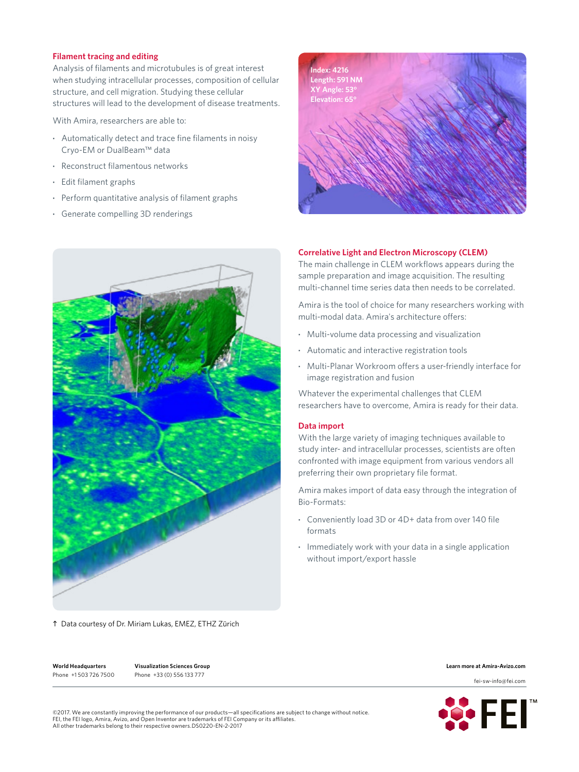## Filament tracing and editing

Analysis of filaments and microtubules is of great interest when studying intracellular processes, composition of cellular structure, and cell migration. Studying these cellular structures will lead to the development of disease treatments.

With Amira, researchers are able to:

- Automatically detect and trace fine filaments in noisy Cryo-EM or DualBeam™ data
- Reconstruct filamentous networks
- Edit filament graphs
- Perform quantitative analysis of filament graphs
- Generate compelling 3D renderings

Index: 4216
Length: 591 NM
XY Angle: 53°
Elevation: 65°

## Correlative Light and Electron Microscopy (CLEM)

The main challenge in CLEM workflows appears during the sample preparation and image acquisition. The resulting multi-channel time series data then needs to be correlated.

Amira is the tool of choice for many researchers working with multi-modal data. Amira's architecture offers:

- Multi-volume data processing and visualization
- Automatic and interactive registration tools
- Multi-Planar Workroom offers a user-friendly interface for image registration and fusion

Whatever the experimental challenges that CLEM researchers have to overcome, Amira is ready for their data.

## Data import

With the large variety of imaging techniques available to study inter- and intracellular processes, scientists are often confronted with image equipment from various vendors all preferring their own proprietary file format.

Amira makes import of data easy through the integration of Bio-Formats:

- Conveniently load 3D or 4D+ data from over 140 file formats
- Immediately work with your data in a single application without import/export hassle

↑ Data courtesy of Dr. Miriam Lukas, EMEZ, ETHZ Zürich

**World Headquarters**
Phone +1 503 726 7500

**Visualization Sciences Group**
Phone +33 (0) 556 133 777

**Learn more at Amira-Avizo.com**

fei-sw-info@fei.com

©2017. We are constantly improving the performance of our products—all specifications are subject to change without notice.
FEI, the FEI logo, Amira, Avizo, and Open Inventor are trademarks of FEI Company or its affiliates.
All other trademarks belong to their respective owners. DS0220-EN-2-2017

FEI™